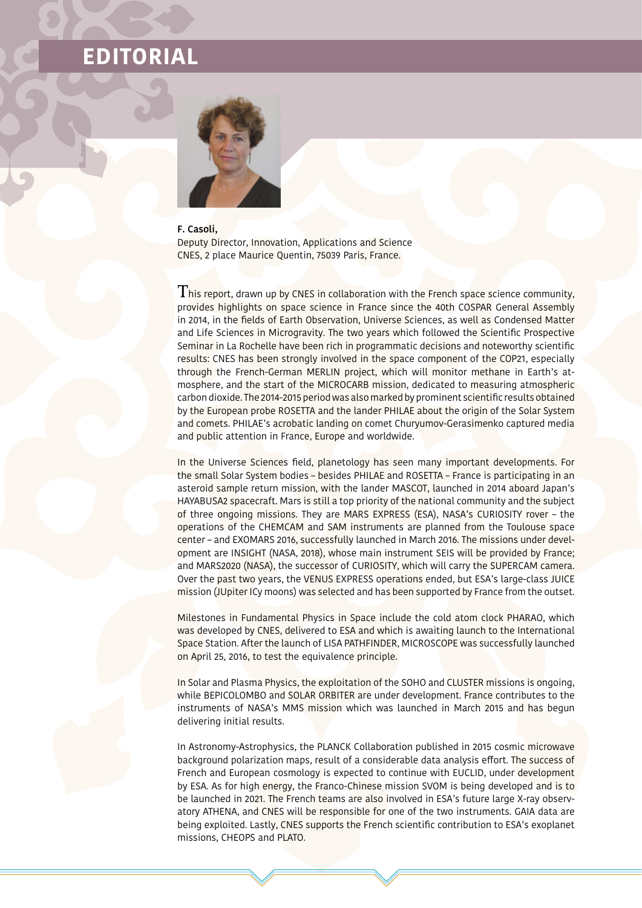# EDITORIAL

**F. Casoli,**
Deputy Director, Innovation, Applications and Science
CNES, 2 place Maurice Quentin, 75039 Paris, France.

This report, drawn up by CNES in collaboration with the French space science community, provides highlights on space science in France since the 40th COSPAR General Assembly in 2014, in the fields of Earth Observation, Universe Sciences, as well as Condensed Matter and Life Sciences in Microgravity. The two years which followed the Scientific Prospective Seminar in La Rochelle have been rich in programmatic decisions and noteworthy scientific results: CNES has been strongly involved in the space component of the COP21, especially through the French-German MERLIN project, which will monitor methane in Earth's atmosphere, and the start of the MICROCARB mission, dedicated to measuring atmospheric carbon dioxide. The 2014-2015 period was also marked by prominent scientific results obtained by the European probe ROSETTA and the lander PHILAE about the origin of the Solar System and comets. PHILAE's acrobatic landing on comet Churyumov-Gerasimenko captured media and public attention in France, Europe and worldwide.

In the Universe Sciences field, planetology has seen many important developments. For the small Solar System bodies – besides PHILAE and ROSETTA – France is participating in an asteroid sample return mission, with the lander MASCOT, launched in 2014 aboard Japan's HAYABUSA2 spacecraft. Mars is still a top priority of the national community and the subject of three ongoing missions. They are MARS EXPRESS (ESA), NASA's CURIOSITY rover – the operations of the CHEMCAM and SAM instruments are planned from the Toulouse space center – and EXOMARS 2016, successfully launched in March 2016. The missions under development are INSIGHT (NASA, 2018), whose main instrument SEIS will be provided by France; and MARS2020 (NASA), the successor of CURIOSITY, which will carry the SUPERCAM camera. Over the past two years, the VENUS EXPRESS operations ended, but ESA's large-class JUICE mission (JUpiter ICy moons) was selected and has been supported by France from the outset.

Milestones in Fundamental Physics in Space include the cold atom clock PHARAO, which was developed by CNES, delivered to ESA and which is awaiting launch to the International Space Station. After the launch of LISA PATHFINDER, MICROSCOPE was successfully launched on April 25, 2016, to test the equivalence principle.

In Solar and Plasma Physics, the exploitation of the SOHO and CLUSTER missions is ongoing, while BEPICOLOMBO and SOLAR ORBITER are under development. France contributes to the instruments of NASA's MMS mission which was launched in March 2015 and has begun delivering initial results.

In Astronomy-Astrophysics, the PLANCK Collaboration published in 2015 cosmic microwave background polarization maps, result of a considerable data analysis effort. The success of French and European cosmology is expected to continue with EUCLID, under development by ESA. As for high energy, the Franco-Chinese mission SVOM is being developed and is to be launched in 2021. The French teams are also involved in ESA's future large X-ray observatory ATHENA, and CNES will be responsible for one of the two instruments. GAIA data are being exploited. Lastly, CNES supports the French scientific contribution to ESA's exoplanet missions, CHEOPS and PLATO.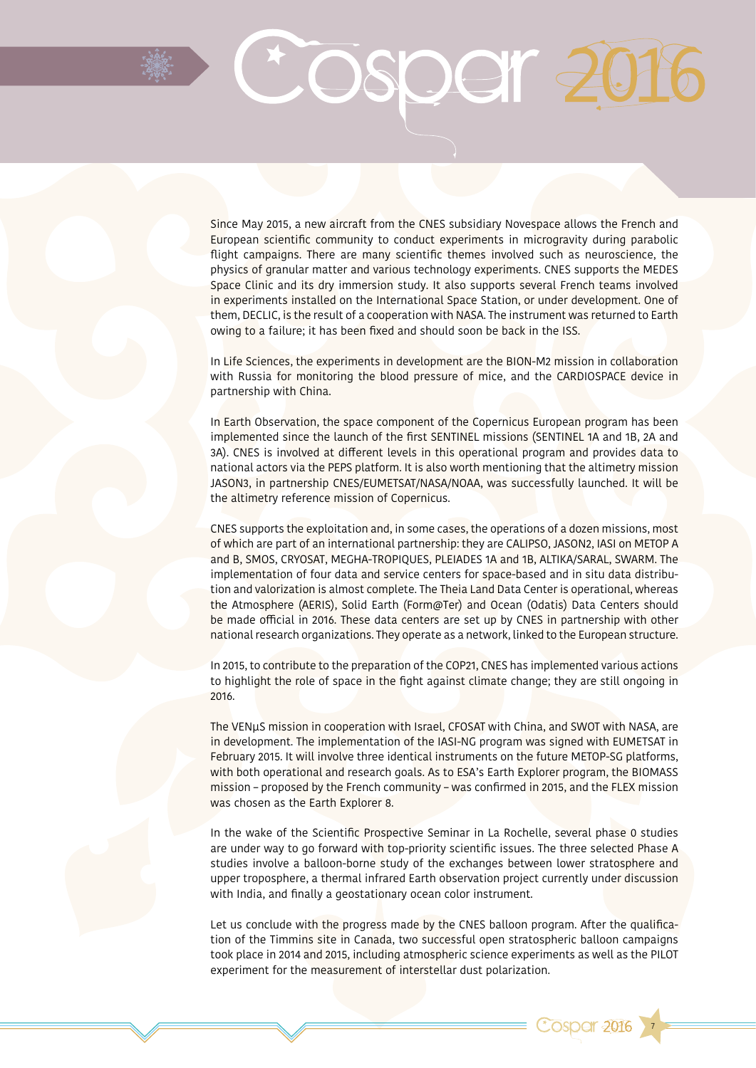Since May 2015, a new aircraft from the CNES subsidiary Novespace allows the French and European scientific community to conduct experiments in microgravity during parabolic flight campaigns. There are many scientific themes involved such as neuroscience, the physics of granular matter and various technology experiments. CNES supports the MEDES Space Clinic and its dry immersion study. It also supports several French teams involved in experiments installed on the International Space Station, or under development. One of them, DECLIC, is the result of a cooperation with NASA. The instrument was returned to Earth owing to a failure; it has been fixed and should soon be back in the ISS.

In Life Sciences, the experiments in development are the BION-M2 mission in collaboration with Russia for monitoring the blood pressure of mice, and the CARDIOSPACE device in partnership with China.

In Earth Observation, the space component of the Copernicus European program has been implemented since the launch of the first SENTINEL missions (SENTINEL 1A and 1B, 2A and 3A). CNES is involved at different levels in this operational program and provides data to national actors via the PEPS platform. It is also worth mentioning that the altimetry mission JASON3, in partnership CNES/EUMETSAT/NASA/NOAA, was successfully launched. It will be the altimetry reference mission of Copernicus.

CNES supports the exploitation and, in some cases, the operations of a dozen missions, most of which are part of an international partnership: they are CALIPSO, JASON2, IASI on METOP A and B, SMOS, CRYOSAT, MEGHA-TROPIQUES, PLEIADES 1A and 1B, ALTIKA/SARAL, SWARM. The implementation of four data and service centers for space-based and in situ data distribution and valorization is almost complete. The Theia Land Data Center is operational, whereas the Atmosphere (AERIS), Solid Earth (Form@Ter) and Ocean (Odatis) Data Centers should be made official in 2016. These data centers are set up by CNES in partnership with other national research organizations. They operate as a network, linked to the European structure.

In 2015, to contribute to the preparation of the COP21, CNES has implemented various actions to highlight the role of space in the fight against climate change; they are still ongoing in 2016.

The VENµS mission in cooperation with Israel, CFOSAT with China, and SWOT with NASA, are in development. The implementation of the IASI-NG program was signed with EUMETSAT in February 2015. It will involve three identical instruments on the future METOP-SG platforms, with both operational and research goals. As to ESA's Earth Explorer program, the BIOMASS mission – proposed by the French community – was confirmed in 2015, and the FLEX mission was chosen as the Earth Explorer 8.

In the wake of the Scientific Prospective Seminar in La Rochelle, several phase 0 studies are under way to go forward with top-priority scientific issues. The three selected Phase A studies involve a balloon-borne study of the exchanges between lower stratosphere and upper troposphere, a thermal infrared Earth observation project currently under discussion with India, and finally a geostationary ocean color instrument.

Let us conclude with the progress made by the CNES balloon program. After the qualification of the Timmins site in Canada, two successful open stratospheric balloon campaigns took place in 2014 and 2015, including atmospheric science experiments as well as the PILOT experiment for the measurement of interstellar dust polarization.